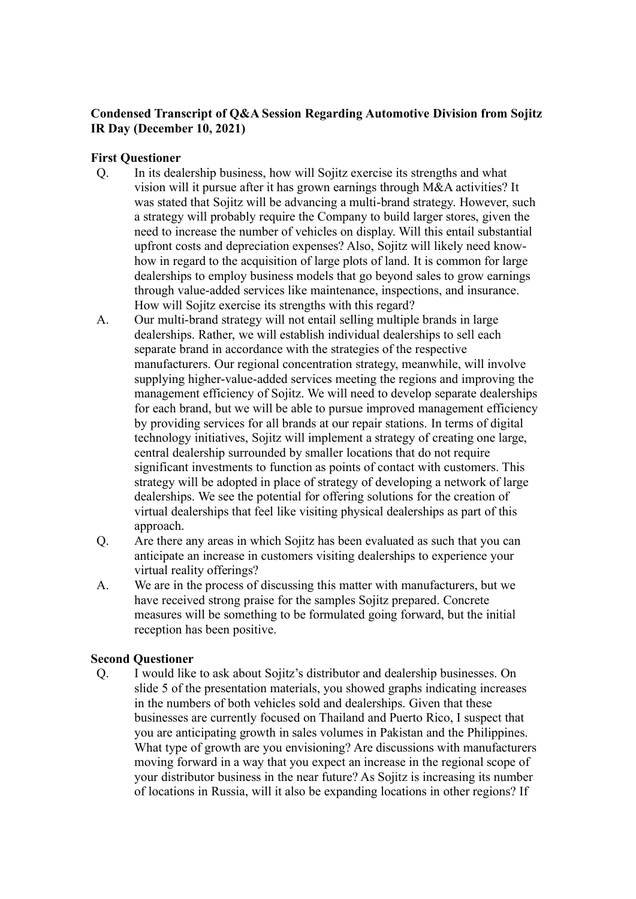**Condensed Transcript of Q&A Session Regarding Automotive Division from Sojitz IR Day (December 10, 2021)**

**First Questioner**

Q. In its dealership business, how will Sojitz exercise its strengths and what vision will it pursue after it has grown earnings through M&A activities? It was stated that Sojitz will be advancing a multi-brand strategy. However, such a strategy will probably require the Company to build larger stores, given the need to increase the number of vehicles on display. Will this entail substantial upfront costs and depreciation expenses? Also, Sojitz will likely need know-how in regard to the acquisition of large plots of land. It is common for large dealerships to employ business models that go beyond sales to grow earnings through value-added services like maintenance, inspections, and insurance. How will Sojitz exercise its strengths with this regard?

A. Our multi-brand strategy will not entail selling multiple brands in large dealerships. Rather, we will establish individual dealerships to sell each separate brand in accordance with the strategies of the respective manufacturers. Our regional concentration strategy, meanwhile, will involve supplying higher-value-added services meeting the regions and improving the management efficiency of Sojitz. We will need to develop separate dealerships for each brand, but we will be able to pursue improved management efficiency by providing services for all brands at our repair stations. In terms of digital technology initiatives, Sojitz will implement a strategy of creating one large, central dealership surrounded by smaller locations that do not require significant investments to function as points of contact with customers. This strategy will be adopted in place of strategy of developing a network of large dealerships. We see the potential for offering solutions for the creation of virtual dealerships that feel like visiting physical dealerships as part of this approach.

Q. Are there any areas in which Sojitz has been evaluated as such that you can anticipate an increase in customers visiting dealerships to experience your virtual reality offerings?

A. We are in the process of discussing this matter with manufacturers, but we have received strong praise for the samples Sojitz prepared. Concrete measures will be something to be formulated going forward, but the initial reception has been positive.

**Second Questioner**

Q. I would like to ask about Sojitz's distributor and dealership businesses. On slide 5 of the presentation materials, you showed graphs indicating increases in the numbers of both vehicles sold and dealerships. Given that these businesses are currently focused on Thailand and Puerto Rico, I suspect that you are anticipating growth in sales volumes in Pakistan and the Philippines. What type of growth are you envisioning? Are discussions with manufacturers moving forward in a way that you expect an increase in the regional scope of your distributor business in the near future? As Sojitz is increasing its number of locations in Russia, will it also be expanding locations in other regions? If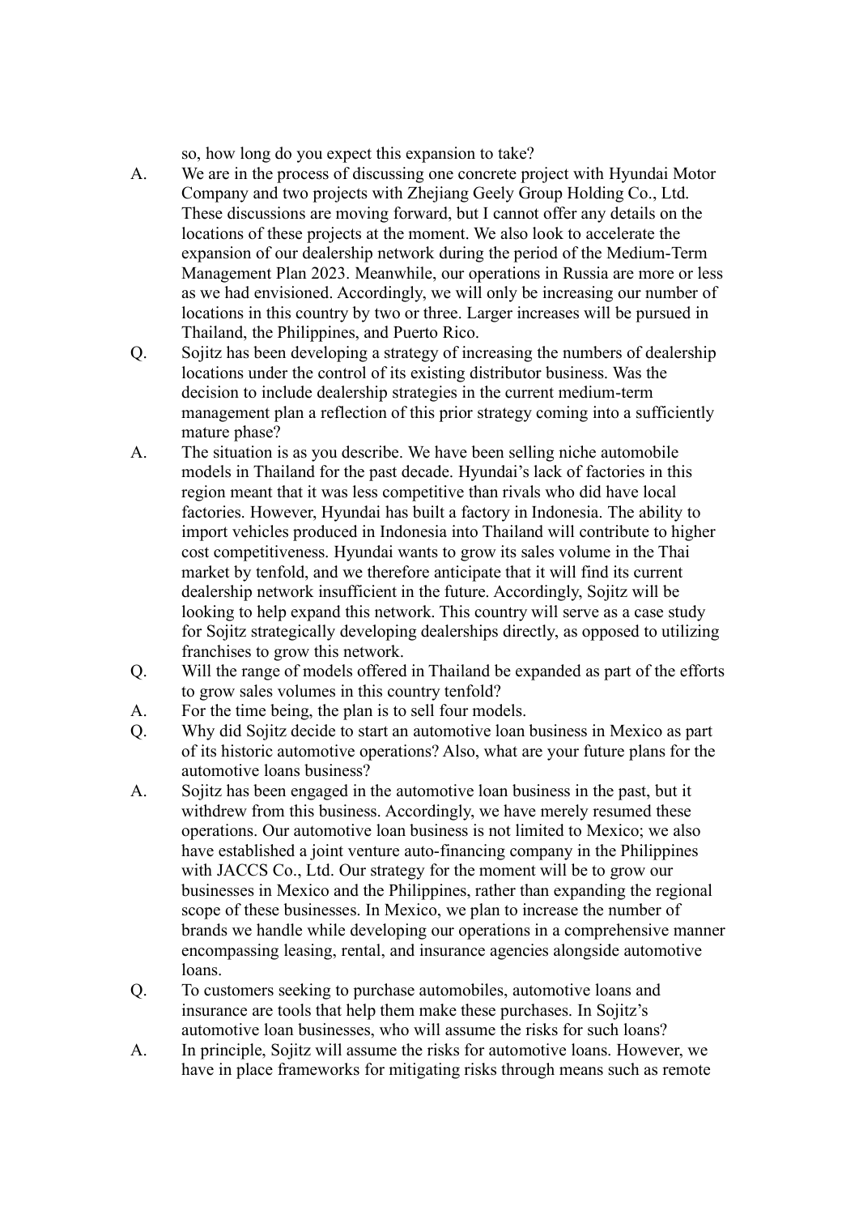so, how long do you expect this expansion to take?

A. We are in the process of discussing one concrete project with Hyundai Motor Company and two projects with Zhejiang Geely Group Holding Co., Ltd. These discussions are moving forward, but I cannot offer any details on the locations of these projects at the moment. We also look to accelerate the expansion of our dealership network during the period of the Medium-Term Management Plan 2023. Meanwhile, our operations in Russia are more or less as we had envisioned. Accordingly, we will only be increasing our number of locations in this country by two or three. Larger increases will be pursued in Thailand, the Philippines, and Puerto Rico.

Q. Sojitz has been developing a strategy of increasing the numbers of dealership locations under the control of its existing distributor business. Was the decision to include dealership strategies in the current medium-term management plan a reflection of this prior strategy coming into a sufficiently mature phase?

A. The situation is as you describe. We have been selling niche automobile models in Thailand for the past decade. Hyundai's lack of factories in this region meant that it was less competitive than rivals who did have local factories. However, Hyundai has built a factory in Indonesia. The ability to import vehicles produced in Indonesia into Thailand will contribute to higher cost competitiveness. Hyundai wants to grow its sales volume in the Thai market by tenfold, and we therefore anticipate that it will find its current dealership network insufficient in the future. Accordingly, Sojitz will be looking to help expand this network. This country will serve as a case study for Sojitz strategically developing dealerships directly, as opposed to utilizing franchises to grow this network.

Q. Will the range of models offered in Thailand be expanded as part of the efforts to grow sales volumes in this country tenfold?

A. For the time being, the plan is to sell four models.

Q. Why did Sojitz decide to start an automotive loan business in Mexico as part of its historic automotive operations? Also, what are your future plans for the automotive loans business?

A. Sojitz has been engaged in the automotive loan business in the past, but it withdrew from this business. Accordingly, we have merely resumed these operations. Our automotive loan business is not limited to Mexico; we also have established a joint venture auto-financing company in the Philippines with JACCS Co., Ltd. Our strategy for the moment will be to grow our businesses in Mexico and the Philippines, rather than expanding the regional scope of these businesses. In Mexico, we plan to increase the number of brands we handle while developing our operations in a comprehensive manner encompassing leasing, rental, and insurance agencies alongside automotive loans.

Q. To customers seeking to purchase automobiles, automotive loans and insurance are tools that help them make these purchases. In Sojitz's automotive loan businesses, who will assume the risks for such loans?

A. In principle, Sojitz will assume the risks for automotive loans. However, we have in place frameworks for mitigating risks through means such as remote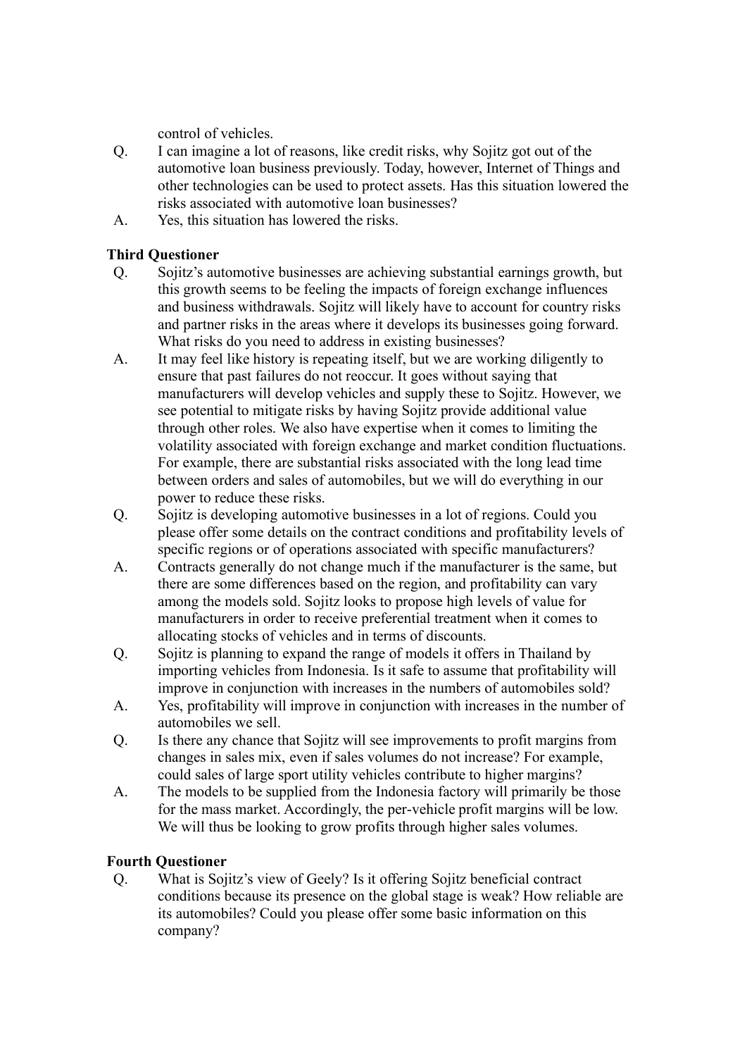control of vehicles.

Q. I can imagine a lot of reasons, like credit risks, why Sojitz got out of the automotive loan business previously. Today, however, Internet of Things and other technologies can be used to protect assets. Has this situation lowered the risks associated with automotive loan businesses?

A. Yes, this situation has lowered the risks.

**Third Questioner**

Q. Sojitz's automotive businesses are achieving substantial earnings growth, but this growth seems to be feeling the impacts of foreign exchange influences and business withdrawals. Sojitz will likely have to account for country risks and partner risks in the areas where it develops its businesses going forward. What risks do you need to address in existing businesses?

A. It may feel like history is repeating itself, but we are working diligently to ensure that past failures do not reoccur. It goes without saying that manufacturers will develop vehicles and supply these to Sojitz. However, we see potential to mitigate risks by having Sojitz provide additional value through other roles. We also have expertise when it comes to limiting the volatility associated with foreign exchange and market condition fluctuations. For example, there are substantial risks associated with the long lead time between orders and sales of automobiles, but we will do everything in our power to reduce these risks.

Q. Sojitz is developing automotive businesses in a lot of regions. Could you please offer some details on the contract conditions and profitability levels of specific regions or of operations associated with specific manufacturers?

A. Contracts generally do not change much if the manufacturer is the same, but there are some differences based on the region, and profitability can vary among the models sold. Sojitz looks to propose high levels of value for manufacturers in order to receive preferential treatment when it comes to allocating stocks of vehicles and in terms of discounts.

Q. Sojitz is planning to expand the range of models it offers in Thailand by importing vehicles from Indonesia. Is it safe to assume that profitability will improve in conjunction with increases in the numbers of automobiles sold?

A. Yes, profitability will improve in conjunction with increases in the number of automobiles we sell.

Q. Is there any chance that Sojitz will see improvements to profit margins from changes in sales mix, even if sales volumes do not increase? For example, could sales of large sport utility vehicles contribute to higher margins?

A. The models to be supplied from the Indonesia factory will primarily be those for the mass market. Accordingly, the per-vehicle profit margins will be low. We will thus be looking to grow profits through higher sales volumes.

**Fourth Questioner**

Q. What is Sojitz's view of Geely? Is it offering Sojitz beneficial contract conditions because its presence on the global stage is weak? How reliable are its automobiles? Could you please offer some basic information on this company?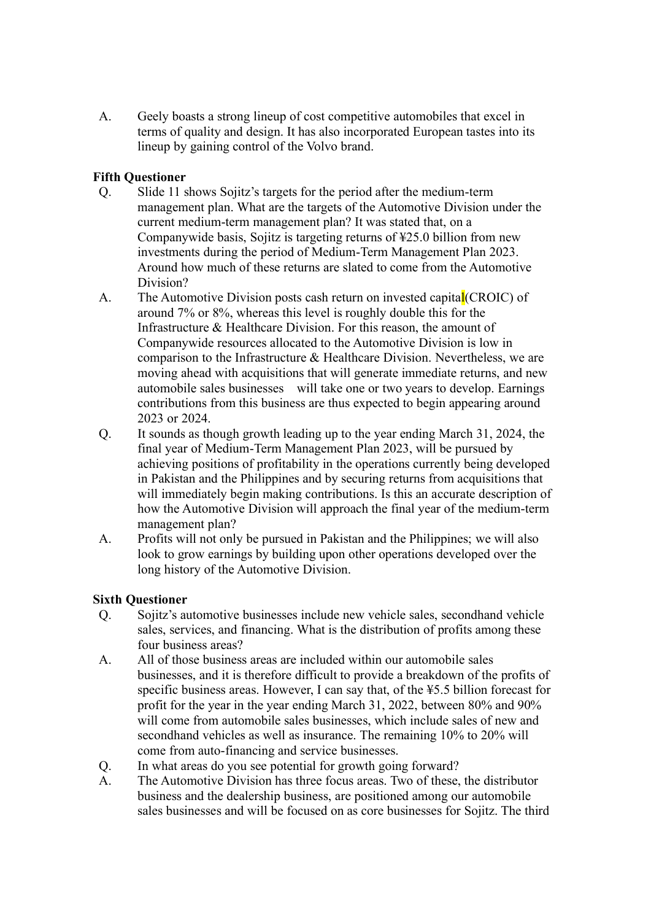A. Geely boasts a strong lineup of cost competitive automobiles that excel in terms of quality and design. It has also incorporated European tastes into its lineup by gaining control of the Volvo brand.

**Fifth Questioner**

Q. Slide 11 shows Sojitz's targets for the period after the medium-term management plan. What are the targets of the Automotive Division under the current medium-term management plan? It was stated that, on a Companywide basis, Sojitz is targeting returns of ¥25.0 billion from new investments during the period of Medium-Term Management Plan 2023. Around how much of these returns are slated to come from the Automotive Division?

A. The Automotive Division posts cash return on invested capital(CROIC) of around 7% or 8%, whereas this level is roughly double this for the Infrastructure & Healthcare Division. For this reason, the amount of Companywide resources allocated to the Automotive Division is low in comparison to the Infrastructure & Healthcare Division. Nevertheless, we are moving ahead with acquisitions that will generate immediate returns, and new automobile sales businesses will take one or two years to develop. Earnings contributions from this business are thus expected to begin appearing around 2023 or 2024.

Q. It sounds as though growth leading up to the year ending March 31, 2024, the final year of Medium-Term Management Plan 2023, will be pursued by achieving positions of profitability in the operations currently being developed in Pakistan and the Philippines and by securing returns from acquisitions that will immediately begin making contributions. Is this an accurate description of how the Automotive Division will approach the final year of the medium-term management plan?

A. Profits will not only be pursued in Pakistan and the Philippines; we will also look to grow earnings by building upon other operations developed over the long history of the Automotive Division.

**Sixth Questioner**

Q. Sojitz's automotive businesses include new vehicle sales, secondhand vehicle sales, services, and financing. What is the distribution of profits among these four business areas?

A. All of those business areas are included within our automobile sales businesses, and it is therefore difficult to provide a breakdown of the profits of specific business areas. However, I can say that, of the ¥5.5 billion forecast for profit for the year in the year ending March 31, 2022, between 80% and 90% will come from automobile sales businesses, which include sales of new and secondhand vehicles as well as insurance. The remaining 10% to 20% will come from auto-financing and service businesses.

Q. In what areas do you see potential for growth going forward?

A. The Automotive Division has three focus areas. Two of these, the distributor business and the dealership business, are positioned among our automobile sales businesses and will be focused on as core businesses for Sojitz. The third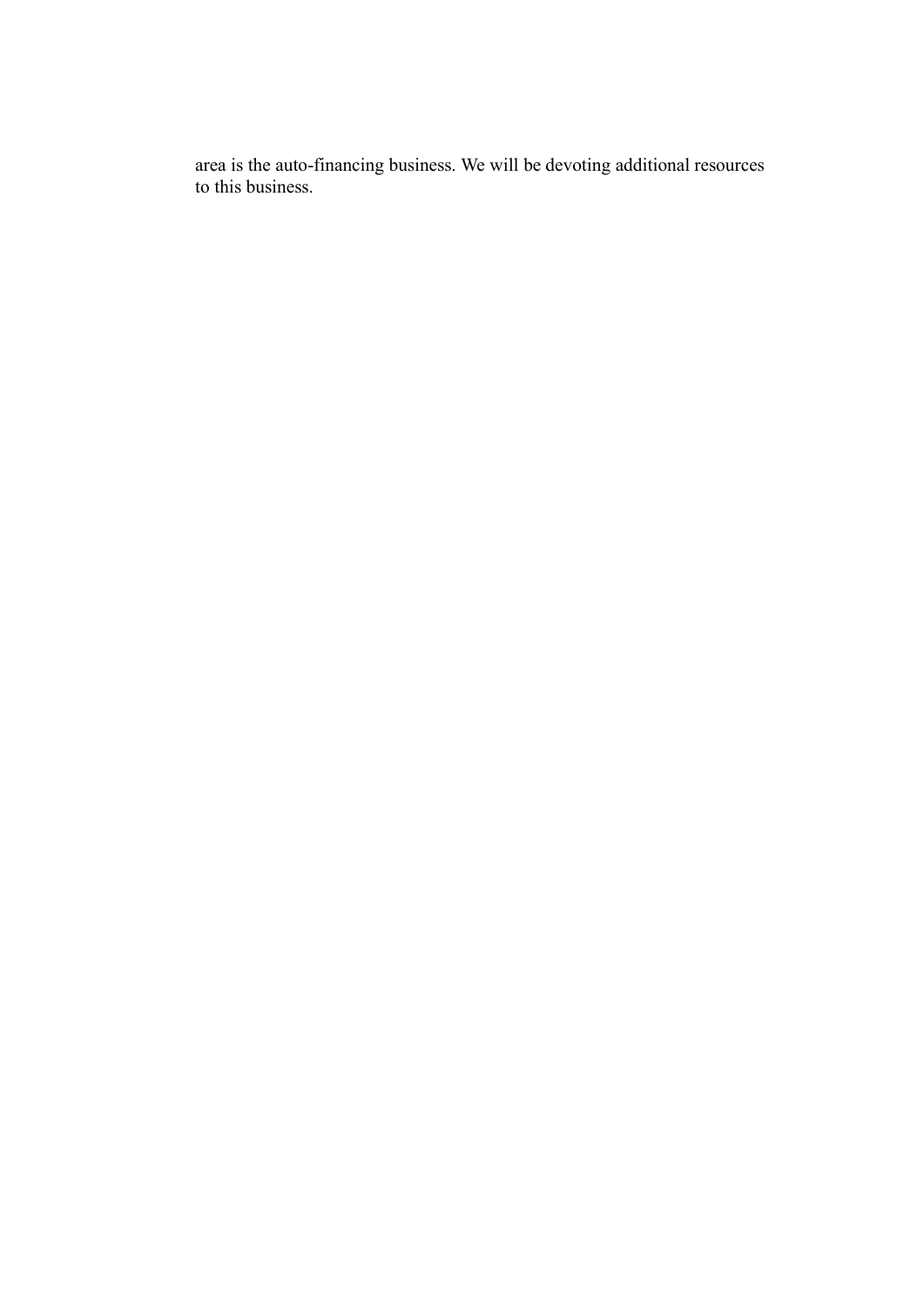area is the auto-financing business. We will be devoting additional resources to this business.